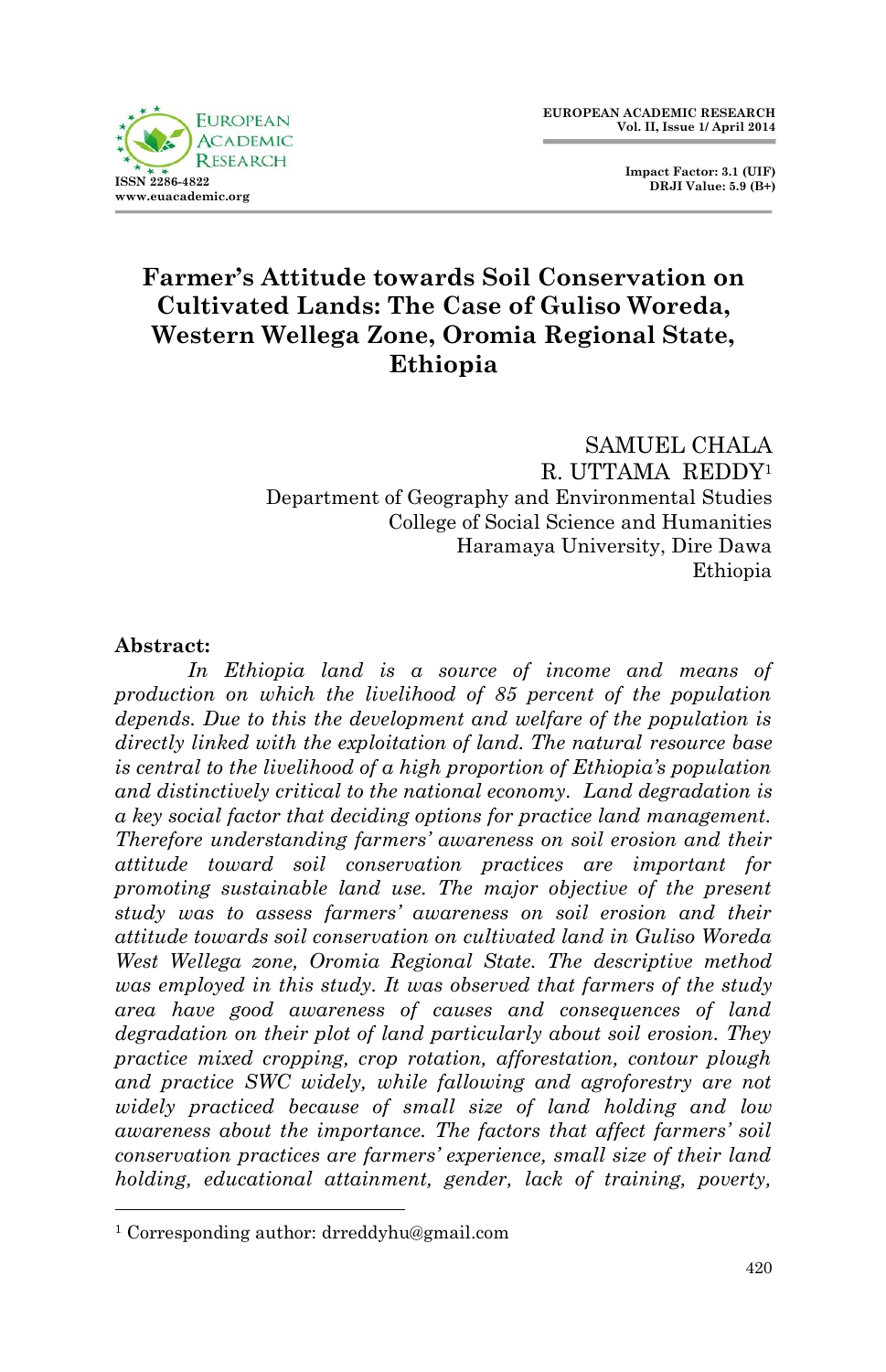# Farmer's Attitude towards Soil Conservation on Cultivated Lands: The Case of Guliso Woreda, Western Wellega Zone, Oromia Regional State, Ethiopia

SAMUEL CHALA
R. UTTAMA REDDY[1]
Department of Geography and Environmental Studies
College of Social Science and Humanities
Haramaya University, Dire Dawa
Ethiopia

**Abstract:**

*In Ethiopia land is a source of income and means of production on which the livelihood of 85 percent of the population depends. Due to this the development and welfare of the population is directly linked with the exploitation of land. The natural resource base is central to the livelihood of a high proportion of Ethiopia's population and distinctively critical to the national economy. Land degradation is a key social factor that deciding options for practice land management. Therefore understanding farmers' awareness on soil erosion and their attitude toward soil conservation practices are important for promoting sustainable land use. The major objective of the present study was to assess farmers' awareness on soil erosion and their attitude towards soil conservation on cultivated land in Guliso Woreda West Wellega zone, Oromia Regional State. The descriptive method was employed in this study. It was observed that farmers of the study area have good awareness of causes and consequences of land degradation on their plot of land particularly about soil erosion. They practice mixed cropping, crop rotation, afforestation, contour plough and practice SWC widely, while fallowing and agroforestry are not widely practiced because of small size of land holding and low awareness about the importance. The factors that affect farmers' soil conservation practices are farmers' experience, small size of their land holding, educational attainment, gender, lack of training, poverty,*

[1] Corresponding author: drreddyhu@gmail.com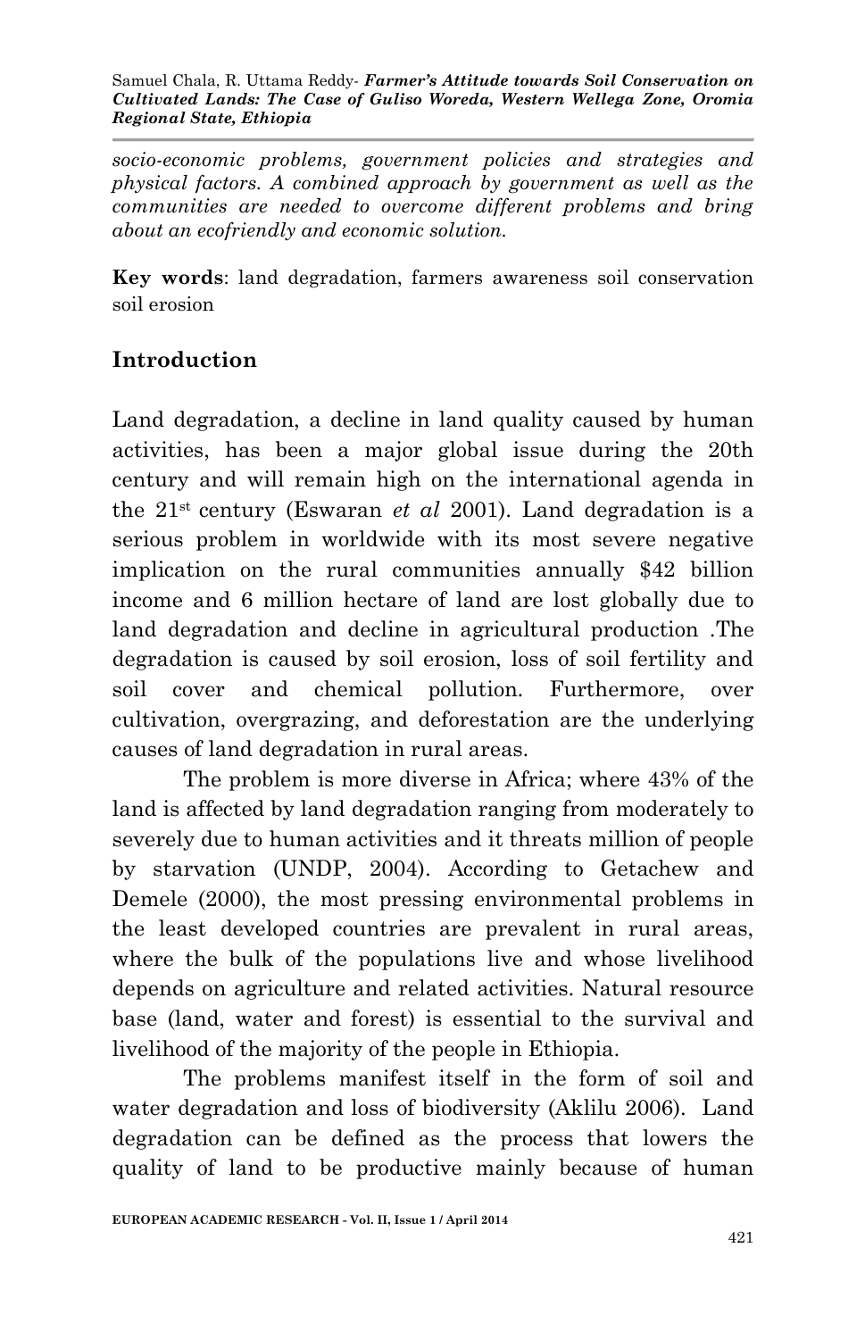*socio-economic problems, government policies and strategies and physical factors. A combined approach by government as well as the communities are needed to overcome different problems and bring about an ecofriendly and economic solution.*

**Key words**: land degradation, farmers awareness soil conservation soil erosion

## Introduction

Land degradation, a decline in land quality caused by human activities, has been a major global issue during the 20th century and will remain high on the international agenda in the 21st century (Eswaran *et al* 2001). Land degradation is a serious problem in worldwide with its most severe negative implication on the rural communities annually $42 billion income and 6 million hectare of land are lost globally due to land degradation and decline in agricultural production .The degradation is caused by soil erosion, loss of soil fertility and soil cover and chemical pollution. Furthermore, over cultivation, overgrazing, and deforestation are the underlying causes of land degradation in rural areas.

The problem is more diverse in Africa; where 43% of the land is affected by land degradation ranging from moderately to severely due to human activities and it threats million of people by starvation (UNDP, 2004). According to Getachew and Demele (2000), the most pressing environmental problems in the least developed countries are prevalent in rural areas, where the bulk of the populations live and whose livelihood depends on agriculture and related activities. Natural resource base (land, water and forest) is essential to the survival and livelihood of the majority of the people in Ethiopia.

The problems manifest itself in the form of soil and water degradation and loss of biodiversity (Aklilu 2006). Land degradation can be defined as the process that lowers the quality of land to be productive mainly because of human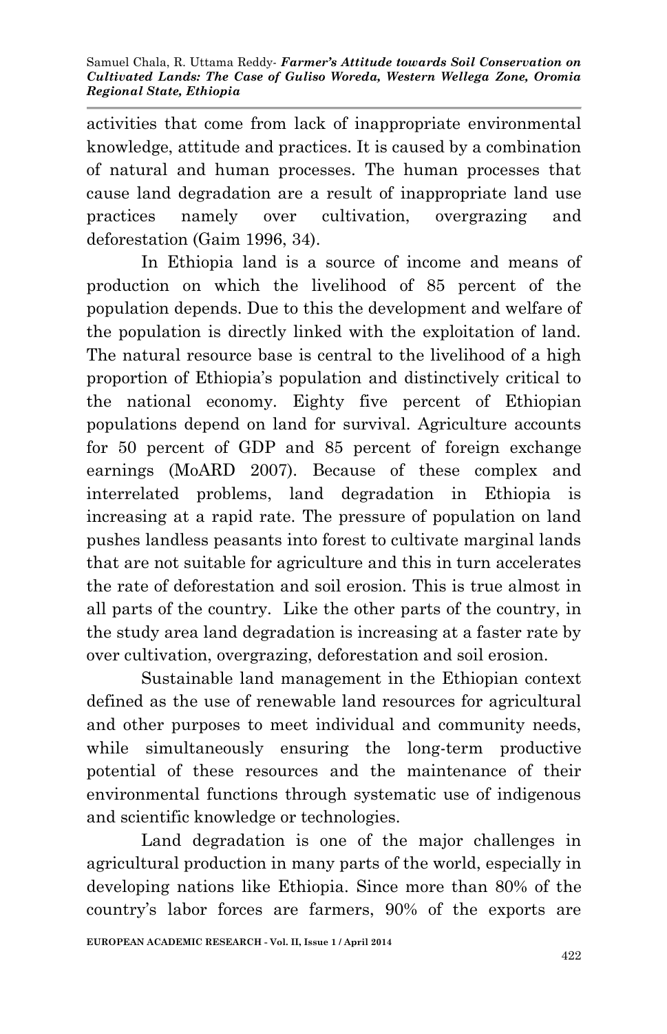activities that come from lack of inappropriate environmental knowledge, attitude and practices. It is caused by a combination of natural and human processes. The human processes that cause land degradation are a result of inappropriate land use practices namely over cultivation, overgrazing and deforestation (Gaim 1996, 34).

In Ethiopia land is a source of income and means of production on which the livelihood of 85 percent of the population depends. Due to this the development and welfare of the population is directly linked with the exploitation of land. The natural resource base is central to the livelihood of a high proportion of Ethiopia's population and distinctively critical to the national economy. Eighty five percent of Ethiopian populations depend on land for survival. Agriculture accounts for 50 percent of GDP and 85 percent of foreign exchange earnings (MoARD 2007). Because of these complex and interrelated problems, land degradation in Ethiopia is increasing at a rapid rate. The pressure of population on land pushes landless peasants into forest to cultivate marginal lands that are not suitable for agriculture and this in turn accelerates the rate of deforestation and soil erosion. This is true almost in all parts of the country. Like the other parts of the country, in the study area land degradation is increasing at a faster rate by over cultivation, overgrazing, deforestation and soil erosion.

Sustainable land management in the Ethiopian context defined as the use of renewable land resources for agricultural and other purposes to meet individual and community needs, while simultaneously ensuring the long-term productive potential of these resources and the maintenance of their environmental functions through systematic use of indigenous and scientific knowledge or technologies.

Land degradation is one of the major challenges in agricultural production in many parts of the world, especially in developing nations like Ethiopia. Since more than 80% of the country's labor forces are farmers, 90% of the exports are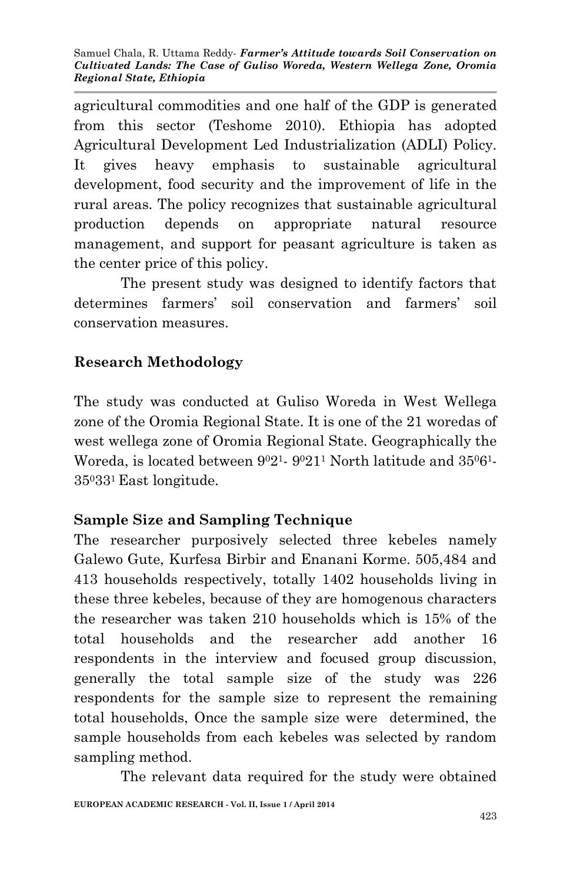agricultural commodities and one half of the GDP is generated from this sector (Teshome 2010). Ethiopia has adopted Agricultural Development Led Industrialization (ADLI) Policy. It gives heavy emphasis to sustainable agricultural development, food security and the improvement of life in the rural areas. The policy recognizes that sustainable agricultural production depends on appropriate natural resource management, and support for peasant agriculture is taken as the center price of this policy.

The present study was designed to identify factors that determines farmers' soil conservation and farmers' soil conservation measures.

## Research Methodology

The study was conducted at Guliso Woreda in West Wellega zone of the Oromia Regional State. It is one of the 21 woredas of west wellega zone of Oromia Regional State. Geographically the Woreda, is located between $9^{0}2^{1}$- $9^{0}21^{1}$ North latitude and $35^{0}6^{1}$- $35^{0}33^{1}$ East longitude.

## Sample Size and Sampling Technique

The researcher purposively selected three kebeles namely Galewo Gute, Kurfesa Birbir and Enanani Korme. 505,484 and 413 households respectively, totally 1402 households living in these three kebeles, because of they are homogenous characters the researcher was taken 210 households which is 15% of the total households and the researcher add another 16 respondents in the interview and focused group discussion, generally the total sample size of the study was 226 respondents for the sample size to represent the remaining total households, Once the sample size were determined, the sample households from each kebeles was selected by random sampling method.

The relevant data required for the study were obtained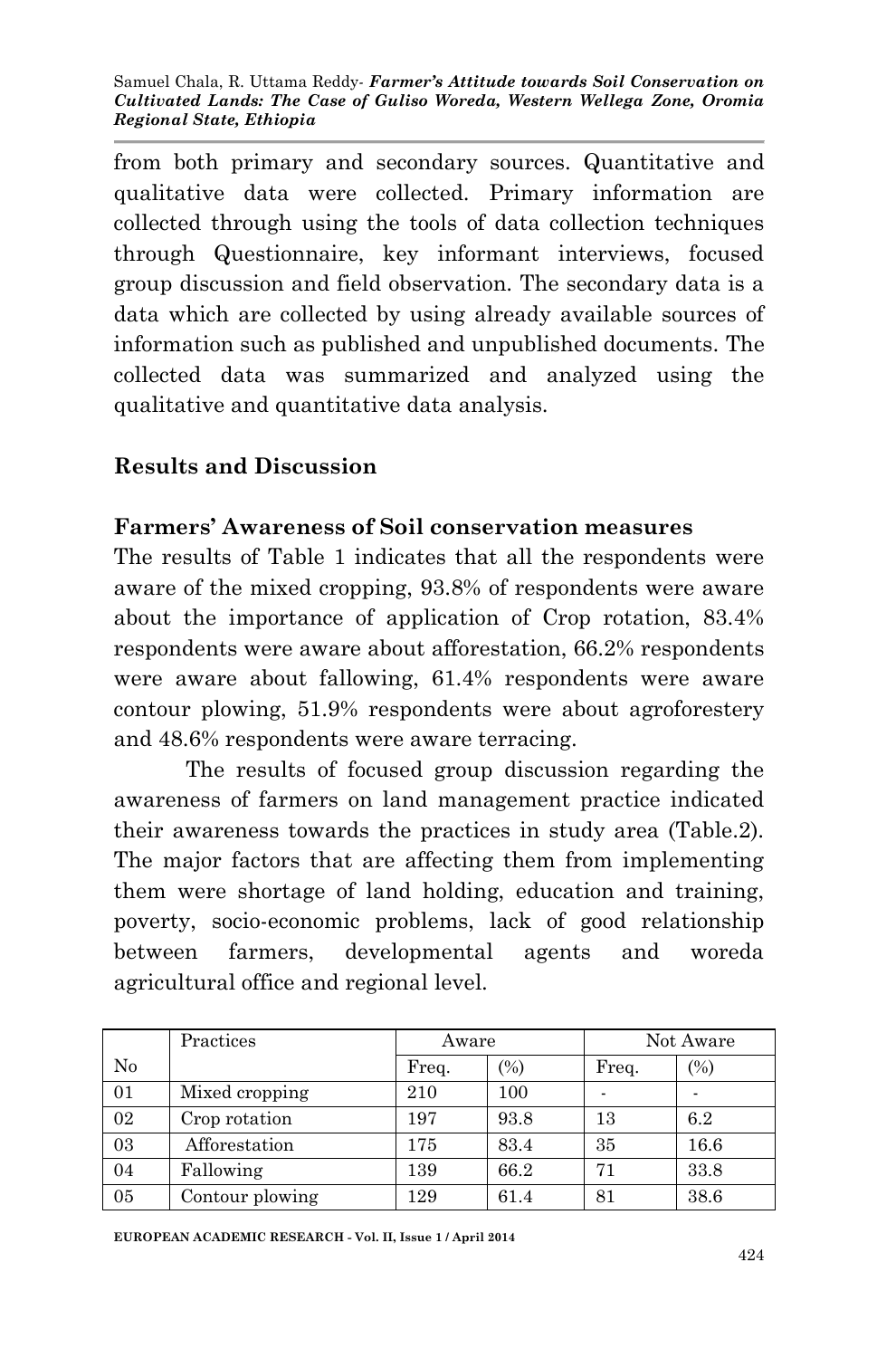from both primary and secondary sources. Quantitative and qualitative data were collected. Primary information are collected through using the tools of data collection techniques through Questionnaire, key informant interviews, focused group discussion and field observation. The secondary data is a data which are collected by using already available sources of information such as published and unpublished documents. The collected data was summarized and analyzed using the qualitative and quantitative data analysis.

## Results and Discussion

### Farmers' Awareness of Soil conservation measures

The results of Table 1 indicates that all the respondents were aware of the mixed cropping, 93.8% of respondents were aware about the importance of application of Crop rotation, 83.4% respondents were aware about afforestation, 66.2% respondents were aware about fallowing, 61.4% respondents were aware contour plowing, 51.9% respondents were about agroforestery and 48.6% respondents were aware terracing.

The results of focused group discussion regarding the awareness of farmers on land management practice indicated their awareness towards the practices in study area (Table.2). The major factors that are affecting them from implementing them were shortage of land holding, education and training, poverty, socio-economic problems, lack of good relationship between farmers, developmental agents and woreda agricultural office and regional level.

| No | Practices | Aware | | Not Aware | |
|---|---|---|---|---|---|
| | | Freq. | (%) | Freq. | (%) |
| 01 | Mixed cropping | 210 | 100 | - | - |
| 02 | Crop rotation | 197 | 93.8 | 13 | 6.2 |
| 03 | Afforestation | 175 | 83.4 | 35 | 16.6 |
| 04 | Fallowing | 139 | 66.2 | 71 | 33.8 |
| 05 | Contour plowing | 129 | 61.4 | 81 | 38.6 |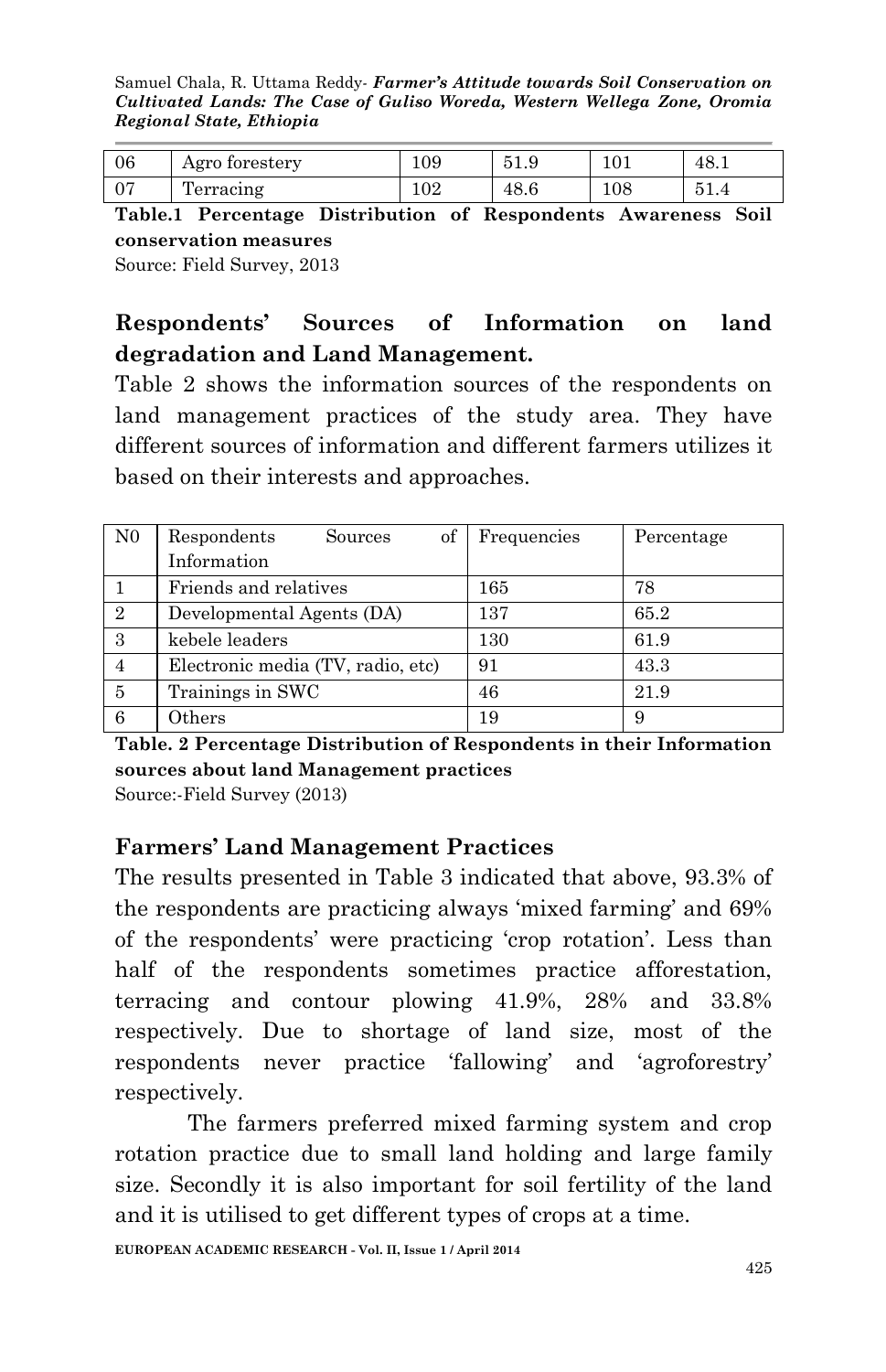| 06 | Agro forestery | 109 | 51.9 | 101 | 48.1 |
|---|---|---|---|---|---|
| 07 | Terracing | 102 | 48.6 | 108 | 51.4 |

**Table.1 Percentage Distribution of Respondents Awareness Soil conservation measures**

Source: Field Survey, 2013

## Respondents' Sources of Information on land degradation and Land Management.

Table 2 shows the information sources of the respondents on land management practices of the study area. They have different sources of information and different farmers utilizes it based on their interests and approaches.

| N0 | Respondents Sources of Information | Frequencies | Percentage |
|---|---|---|---|
| 1 | Friends and relatives | 165 | 78 |
| 2 | Developmental Agents (DA) | 137 | 65.2 |
| 3 | kebele leaders | 130 | 61.9 |
| 4 | Electronic media (TV, radio, etc) | 91 | 43.3 |
| 5 | Trainings in SWC | 46 | 21.9 |
| 6 | Others | 19 | 9 |

**Table. 2 Percentage Distribution of Respondents in their Information sources about land Management practices**

Source:-Field Survey (2013)

## Farmers' Land Management Practices

The results presented in Table 3 indicated that above, 93.3% of the respondents are practicing always 'mixed farming' and 69% of the respondents' were practicing 'crop rotation'. Less than half of the respondents sometimes practice afforestation, terracing and contour plowing 41.9%, 28% and 33.8% respectively. Due to shortage of land size, most of the respondents never practice 'fallowing' and 'agroforestry' respectively.

The farmers preferred mixed farming system and crop rotation practice due to small land holding and large family size. Secondly it is also important for soil fertility of the land and it is utilised to get different types of crops at a time.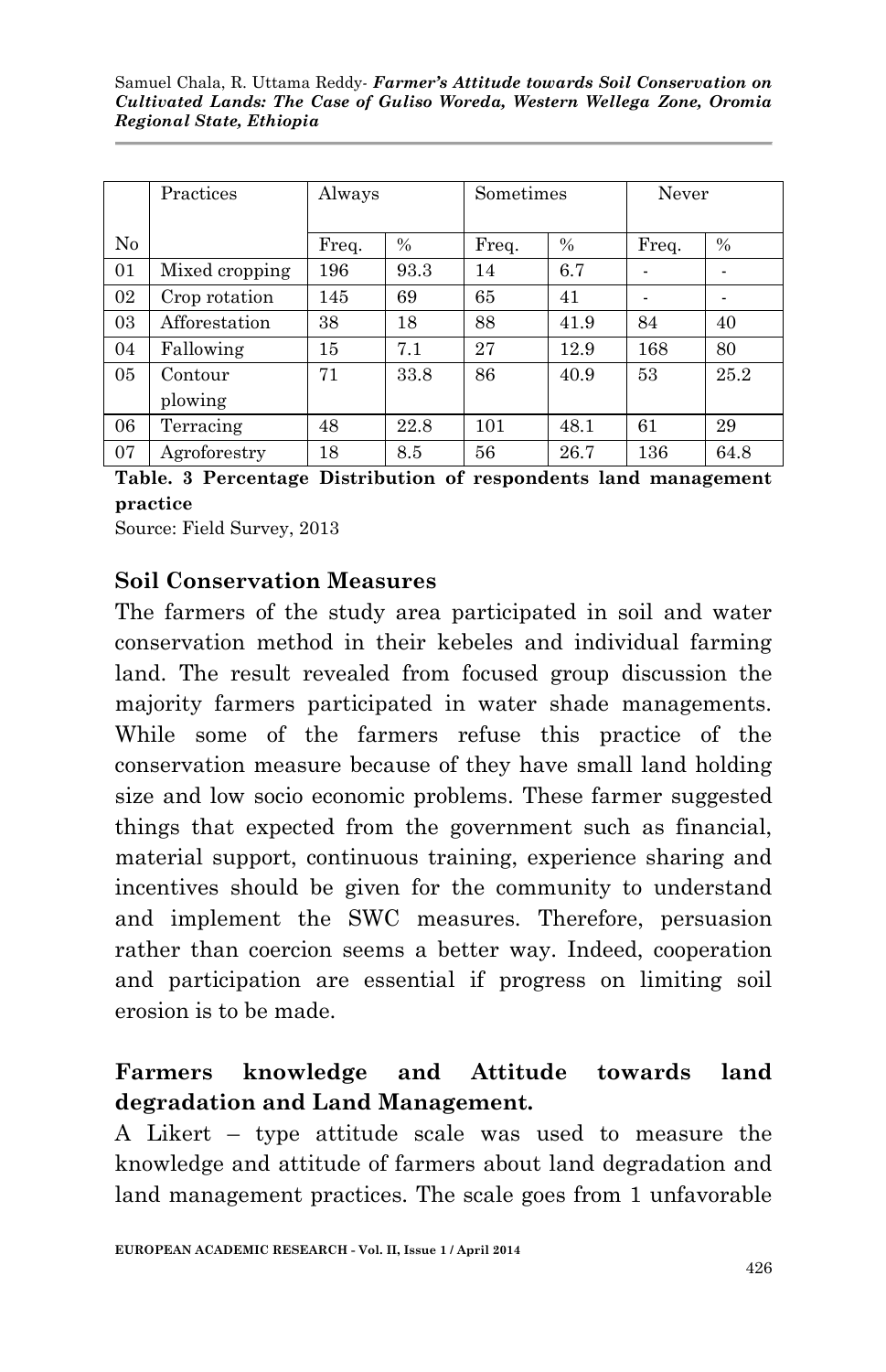| No | Practices | Always | | Sometimes | | Never | |
|---|---|---|---|---|---|---|---|
| | | Freq. | % | Freq. | % | Freq. | % |
| 01 | Mixed cropping | 196 | 93.3 | 14 | 6.7 | - | - |
| 02 | Crop rotation | 145 | 69 | 65 | 41 | - | - |
| 03 | Afforestation | 38 | 18 | 88 | 41.9 | 84 | 40 |
| 04 | Fallowing | 15 | 7.1 | 27 | 12.9 | 168 | 80 |
| 05 | Contour plowing | 71 | 33.8 | 86 | 40.9 | 53 | 25.2 |
| 06 | Terracing | 48 | 22.8 | 101 | 48.1 | 61 | 29 |
| 07 | Agroforestry | 18 | 8.5 | 56 | 26.7 | 136 | 64.8 |

**Table. 3 Percentage Distribution of respondents land management practice**

Source: Field Survey, 2013

## Soil Conservation Measures

The farmers of the study area participated in soil and water conservation method in their kebeles and individual farming land. The result revealed from focused group discussion the majority farmers participated in water shade managements. While some of the farmers refuse this practice of the conservation measure because of they have small land holding size and low socio economic problems. These farmer suggested things that expected from the government such as financial, material support, continuous training, experience sharing and incentives should be given for the community to understand and implement the SWC measures. Therefore, persuasion rather than coercion seems a better way. Indeed, cooperation and participation are essential if progress on limiting soil erosion is to be made.

## Farmers knowledge and Attitude towards land degradation and Land Management.

A Likert – type attitude scale was used to measure the knowledge and attitude of farmers about land degradation and land management practices. The scale goes from 1 unfavorable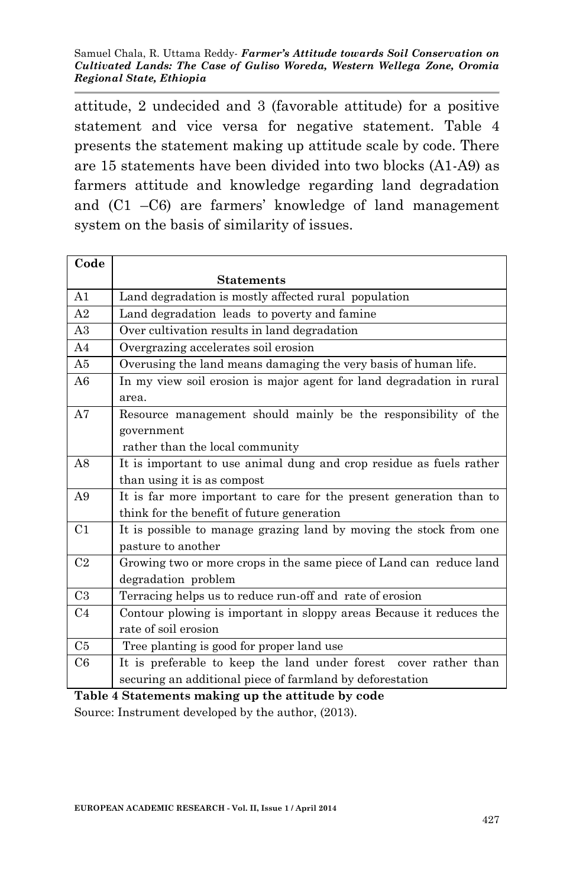attitude, 2 undecided and 3 (favorable attitude) for a positive statement and vice versa for negative statement. Table 4 presents the statement making up attitude scale by code. There are 15 statements have been divided into two blocks (A1-A9) as farmers attitude and knowledge regarding land degradation and (C1 –C6) are farmers' knowledge of land management system on the basis of similarity of issues.

| Code | Statements |
|---|---|
| A1 | Land degradation is mostly affected rural population |
| A2 | Land degradation leads to poverty and famine |
| A3 | Over cultivation results in land degradation |
| A4 | Overgrazing accelerates soil erosion |
| A5 | Overusing the land means damaging the very basis of human life. |
| A6 | In my view soil erosion is major agent for land degradation in rural area. |
| A7 | Resource management should mainly be the responsibility of the government rather than the local community |
| A8 | It is important to use animal dung and crop residue as fuels rather than using it is as compost |
| A9 | It is far more important to care for the present generation than to think for the benefit of future generation |
| C1 | It is possible to manage grazing land by moving the stock from one pasture to another |
| C2 | Growing two or more crops in the same piece of Land can reduce land degradation problem |
| C3 | Terracing helps us to reduce run-off and rate of erosion |
| C4 | Contour plowing is important in sloppy areas Because it reduces the rate of soil erosion |
| C5 | Tree planting is good for proper land use |
| C6 | It is preferable to keep the land under forest cover rather than securing an additional piece of farmland by deforestation |

**Table 4 Statements making up the attitude by code**

Source: Instrument developed by the author, (2013).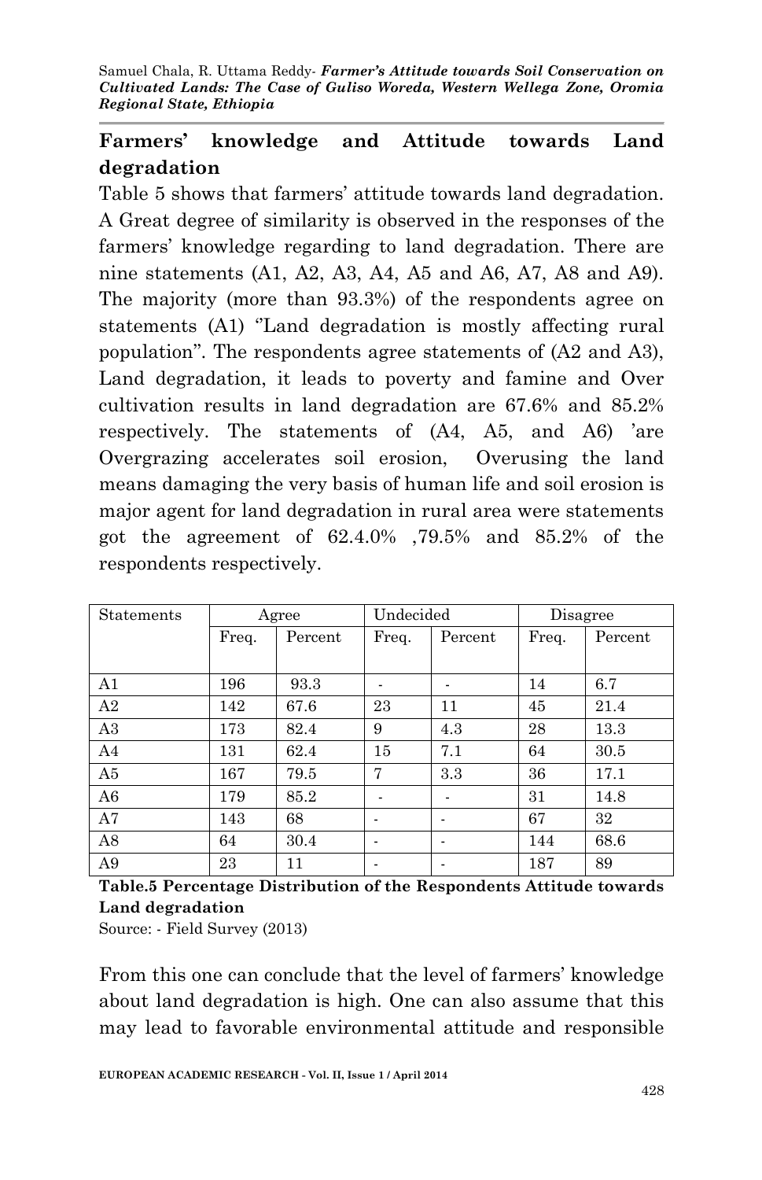## Farmers' knowledge and Attitude towards Land degradation

Table 5 shows that farmers' attitude towards land degradation. A Great degree of similarity is observed in the responses of the farmers' knowledge regarding to land degradation. There are nine statements (A1, A2, A3, A4, A5 and A6, A7, A8 and A9). The majority (more than 93.3%) of the respondents agree on statements (A1) ''Land degradation is mostly affecting rural population''. The respondents agree statements of (A2 and A3), Land degradation, it leads to poverty and famine and Over cultivation results in land degradation are 67.6% and 85.2% respectively. The statements of (A4, A5, and A6) 'are Overgrazing accelerates soil erosion, Overusing the land means damaging the very basis of human life and soil erosion is major agent for land degradation in rural area were statements got the agreement of 62.4.0% ,79.5% and 85.2% of the respondents respectively.

| Statements | Agree | | Undecided | | Disagree | |
|---|---|---|---|---|---|---|
| | Freq. | Percent | Freq. | Percent | Freq. | Percent |
| A1 | 196 | 93.3 | - | - | 14 | 6.7 |
| A2 | 142 | 67.6 | 23 | 11 | 45 | 21.4 |
| A3 | 173 | 82.4 | 9 | 4.3 | 28 | 13.3 |
| A4 | 131 | 62.4 | 15 | 7.1 | 64 | 30.5 |
| A5 | 167 | 79.5 | 7 | 3.3 | 36 | 17.1 |
| A6 | 179 | 85.2 | - | - | 31 | 14.8 |
| A7 | 143 | 68 | - | - | 67 | 32 |
| A8 | 64 | 30.4 | - | - | 144 | 68.6 |
| A9 | 23 | 11 | - | - | 187 | 89 |

**Table.5 Percentage Distribution of the Respondents Attitude towards Land degradation**

Source: - Field Survey (2013)

From this one can conclude that the level of farmers' knowledge about land degradation is high. One can also assume that this may lead to favorable environmental attitude and responsible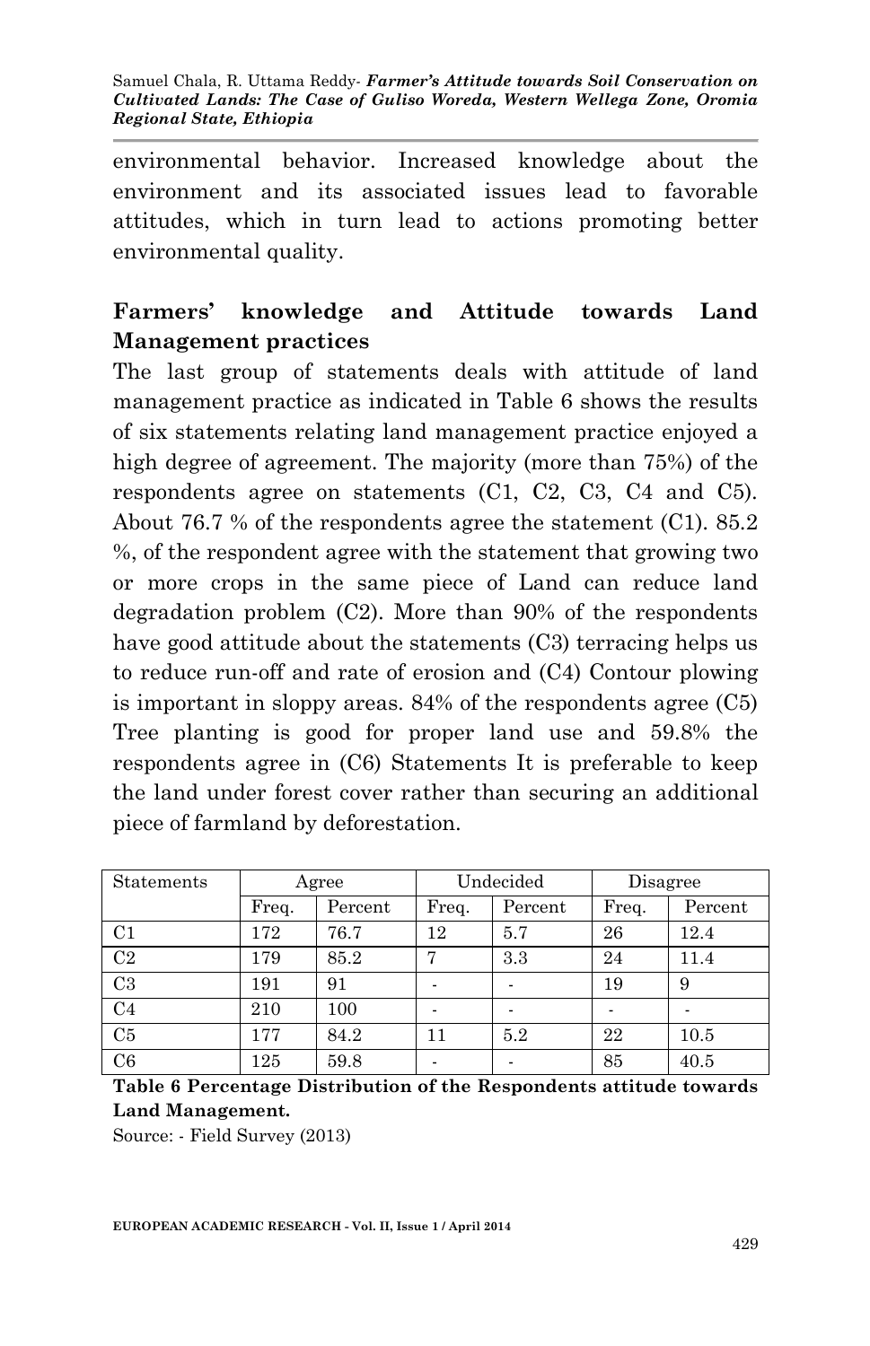environmental behavior. Increased knowledge about the environment and its associated issues lead to favorable attitudes, which in turn lead to actions promoting better environmental quality.

## Farmers' knowledge and Attitude towards Land Management practices

The last group of statements deals with attitude of land management practice as indicated in Table 6 shows the results of six statements relating land management practice enjoyed a high degree of agreement. The majority (more than 75%) of the respondents agree on statements (C1, C2, C3, C4 and C5). About 76.7 % of the respondents agree the statement (C1). 85.2 %, of the respondent agree with the statement that growing two or more crops in the same piece of Land can reduce land degradation problem (C2). More than 90% of the respondents have good attitude about the statements (C3) terracing helps us to reduce run-off and rate of erosion and (C4) Contour plowing is important in sloppy areas. 84% of the respondents agree (C5) Tree planting is good for proper land use and 59.8% the respondents agree in (C6) Statements It is preferable to keep the land under forest cover rather than securing an additional piece of farmland by deforestation.

| Statements | Agree | | Undecided | | Disagree | |
|---|---|---|---|---|---|---|
| | Freq. | Percent | Freq. | Percent | Freq. | Percent |
| C1 | 172 | 76.7 | 12 | 5.7 | 26 | 12.4 |
| C2 | 179 | 85.2 | 7 | 3.3 | 24 | 11.4 |
| C3 | 191 | 91 | - | - | 19 | 9 |
| C4 | 210 | 100 | - | - | - | - |
| C5 | 177 | 84.2 | 11 | 5.2 | 22 | 10.5 |
| C6 | 125 | 59.8 | - | - | 85 | 40.5 |

**Table 6 Percentage Distribution of the Respondents attitude towards Land Management.**

Source: - Field Survey (2013)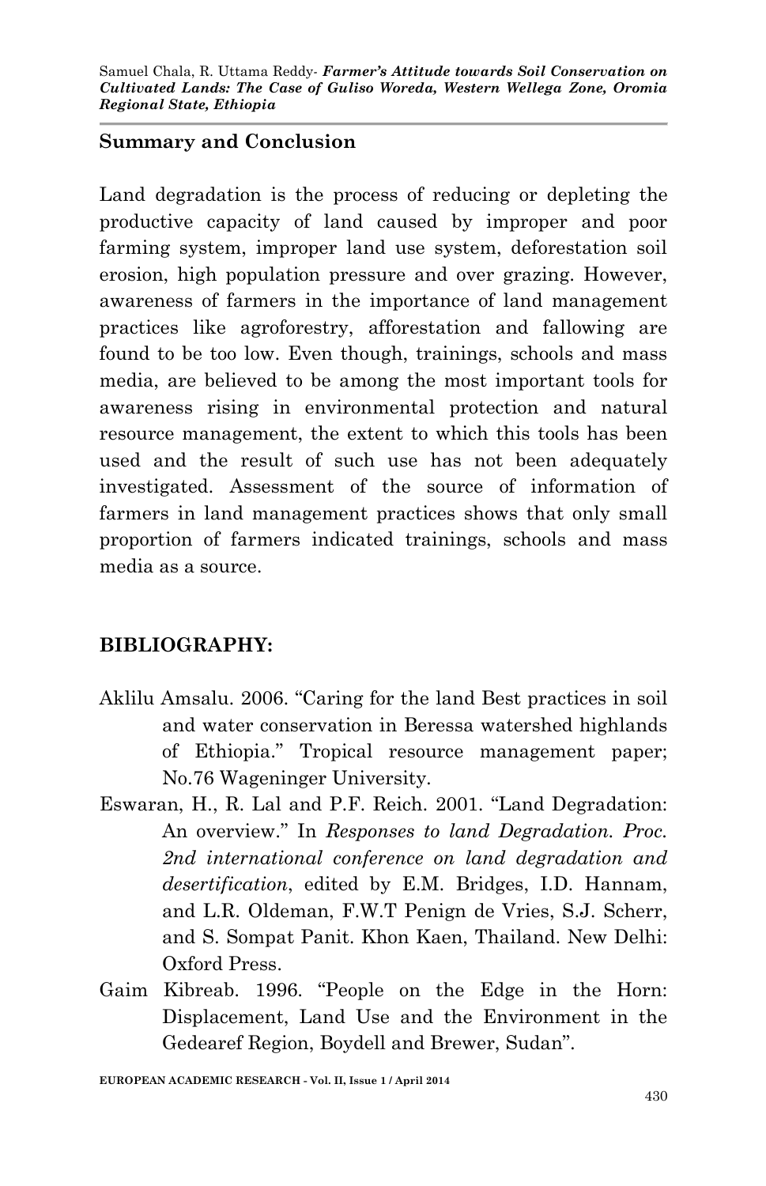## Summary and Conclusion

Land degradation is the process of reducing or depleting the productive capacity of land caused by improper and poor farming system, improper land use system, deforestation soil erosion, high population pressure and over grazing. However, awareness of farmers in the importance of land management practices like agroforestry, afforestation and fallowing are found to be too low. Even though, trainings, schools and mass media, are believed to be among the most important tools for awareness rising in environmental protection and natural resource management, the extent to which this tools has been used and the result of such use has not been adequately investigated. Assessment of the source of information of farmers in land management practices shows that only small proportion of farmers indicated trainings, schools and mass media as a source.

## BIBLIOGRAPHY:

Aklilu Amsalu. 2006. "Caring for the land Best practices in soil and water conservation in Beressa watershed highlands of Ethiopia." Tropical resource management paper; No.76 Wageninger University.

Eswaran, H., R. Lal and P.F. Reich. 2001. "Land Degradation: An overview." In *Responses to land Degradation. Proc. 2nd international conference on land degradation and desertification*, edited by E.M. Bridges, I.D. Hannam, and L.R. Oldeman, F.W.T Penign de Vries, S.J. Scherr, and S. Sompat Panit. Khon Kaen, Thailand. New Delhi: Oxford Press.

Gaim Kibreab. 1996. "People on the Edge in the Horn: Displacement, Land Use and the Environment in the Gedearef Region, Boydell and Brewer, Sudan".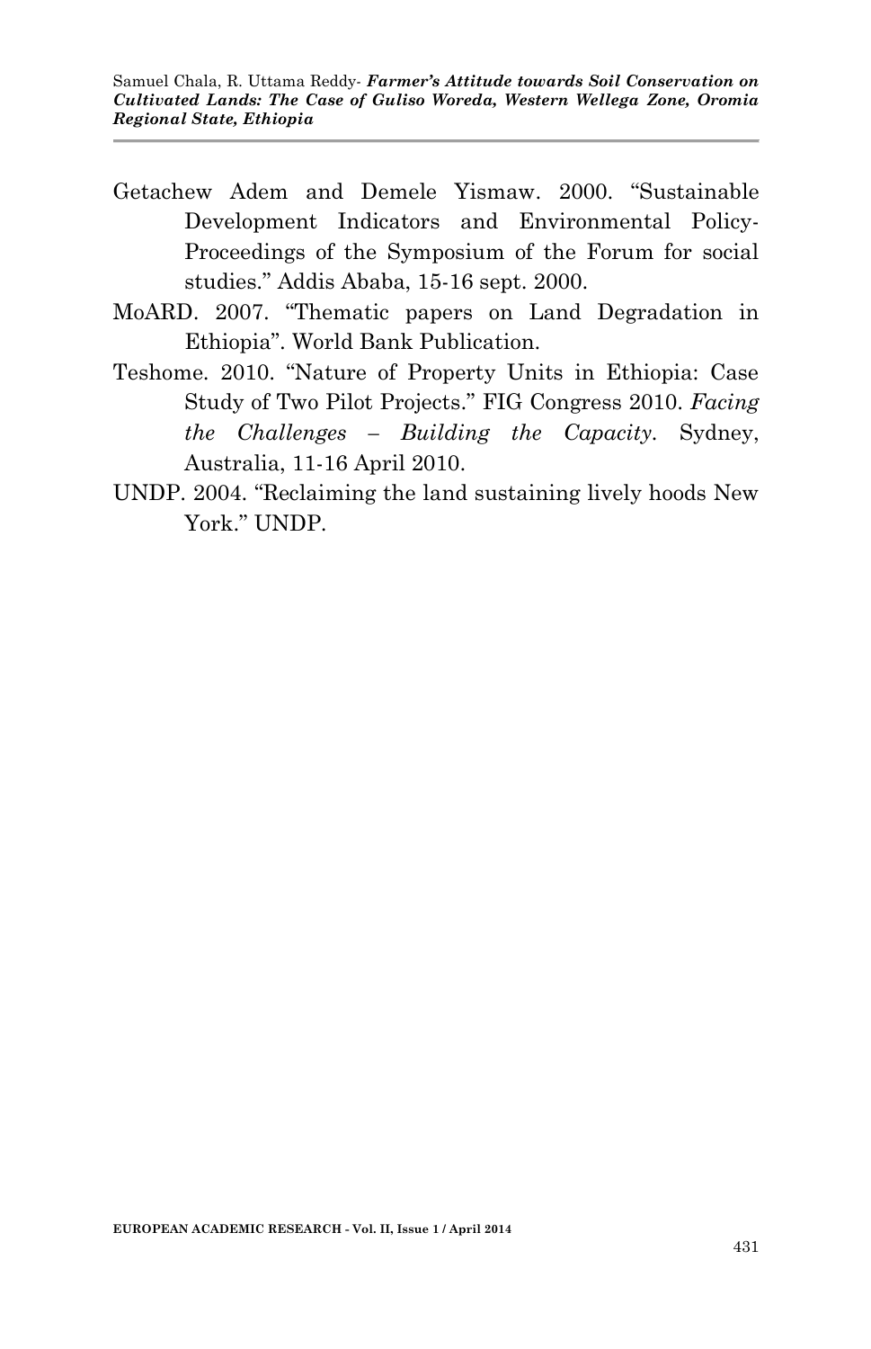Getachew Adem and Demele Yismaw. 2000. "Sustainable Development Indicators and Environmental Policy-Proceedings of the Symposium of the Forum for social studies." Addis Ababa, 15-16 sept. 2000.

MoARD. 2007. "Thematic papers on Land Degradation in Ethiopia". World Bank Publication.

Teshome. 2010. "Nature of Property Units in Ethiopia: Case Study of Two Pilot Projects." FIG Congress 2010. *Facing the Challenges – Building the Capacity*. Sydney, Australia, 11-16 April 2010.

UNDP. 2004. "Reclaiming the land sustaining lively hoods New York." UNDP.